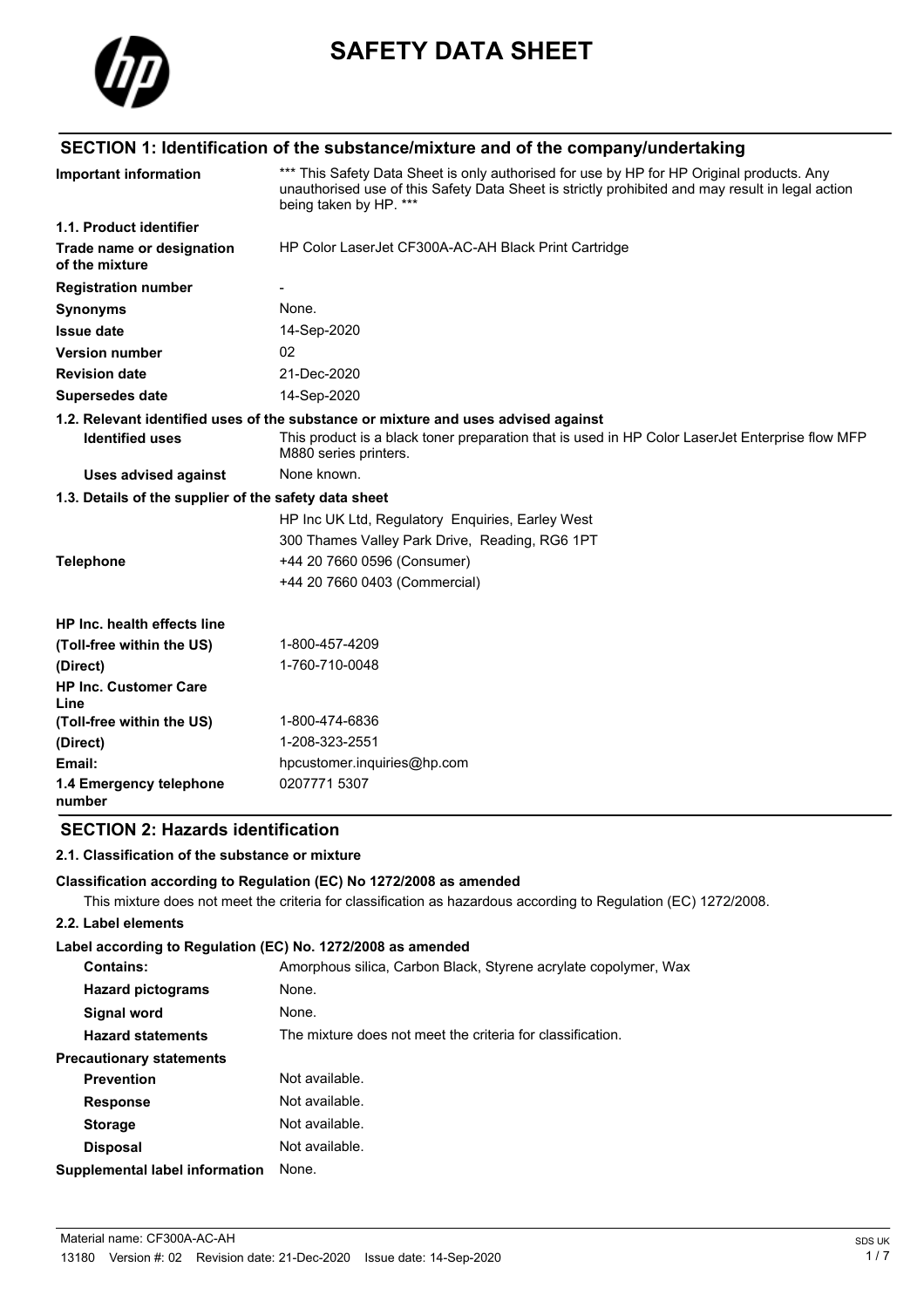# SAFETY DATA SHEET

## SECTION 1: Identification of the substance/mixture and of the company/undertaking

| | |
|---|---|
| **Important information** | *** This Safety Data Sheet is only authorised for use by HP for HP Original products. Any unauthorised use of this Safety Data Sheet is strictly prohibited and may result in legal action being taken by HP. *** |
| **1.1. Product identifier** | |
| **Trade name or designation of the mixture** | HP Color LaserJet CF300A-AC-AH Black Print Cartridge |
| **Registration number** | - |
| **Synonyms** | None. |
| **Issue date** | 14-Sep-2020 |
| **Version number** | 02 |
| **Revision date** | 21-Dec-2020 |
| **Supersedes date** | 14-Sep-2020 |

**1.2. Relevant identified uses of the substance or mixture and uses advised against**

| | |
|---|---|
| **Identified uses** | This product is a black toner preparation that is used in HP Color LaserJet Enterprise flow MFP M880 series printers. |
| **Uses advised against** | None known. |

**1.3. Details of the supplier of the safety data sheet**

| | |
|---|---|
| | HP Inc UK Ltd, Regulatory Enquiries, Earley West |
| | 300 Thames Valley Park Drive, Reading, RG6 1PT |
| **Telephone** | +44 20 7660 0596 (Consumer) |
| | +44 20 7660 0403 (Commercial) |
| **HP Inc. health effects line** | |
| **(Toll-free within the US)** | 1-800-457-4209 |
| **(Direct)** | 1-760-710-0048 |
| **HP Inc. Customer Care Line** | |
| **(Toll-free within the US)** | 1-800-474-6836 |
| **(Direct)** | 1-208-323-2551 |
| **Email:** | hpcustomer.inquiries@hp.com |
| **1.4 Emergency telephone number** | 0207771 5307 |

## SECTION 2: Hazards identification

### 2.1. Classification of the substance or mixture

**Classification according to Regulation (EC) No 1272/2008 as amended**

This mixture does not meet the criteria for classification as hazardous according to Regulation (EC) 1272/2008.

### 2.2. Label elements

**Label according to Regulation (EC) No. 1272/2008 as amended**

| | |
|---|---|
| **Contains:** | Amorphous silica, Carbon Black, Styrene acrylate copolymer, Wax |
| **Hazard pictograms** | None. |
| **Signal word** | None. |
| **Hazard statements** | The mixture does not meet the criteria for classification. |
| **Precautionary statements** | |
| **Prevention** | Not available. |
| **Response** | Not available. |
| **Storage** | Not available. |
| **Disposal** | Not available. |
| **Supplemental label information** | None. |

Material name: CF300A-AC-AH

13180 Version #: 02 Revision date: 21-Dec-2020 Issue date: 14-Sep-2020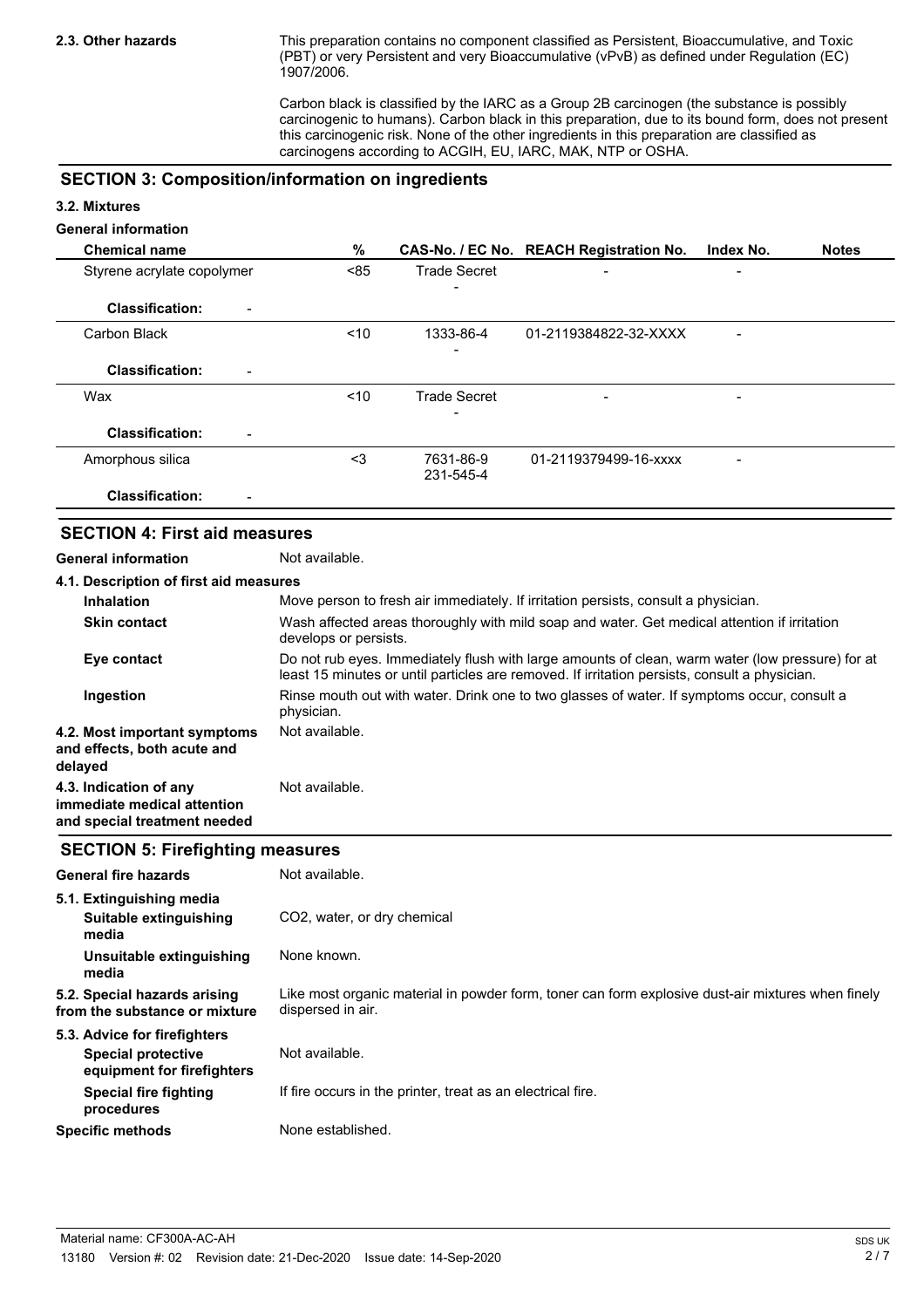**2.3. Other hazards**

This preparation contains no component classified as Persistent, Bioaccumulative, and Toxic (PBT) or very Persistent and very Bioaccumulative (vPvB) as defined under Regulation (EC) 1907/2006.

Carbon black is classified by the IARC as a Group 2B carcinogen (the substance is possibly carcinogenic to humans). Carbon black in this preparation, due to its bound form, does not present this carcinogenic risk. None of the other ingredients in this preparation are classified as carcinogens according to ACGIH, EU, IARC, MAK, NTP or OSHA.

## SECTION 3: Composition/information on ingredients

### 3.2. Mixtures

**General information**

| Chemical name | % | CAS-No. / EC No. | REACH Registration No. | Index No. | Notes |
|---|---|---|---|---|---|
| Styrene acrylate copolymer | <85 | Trade Secret<br>- | - | - | |
| **Classification:** - | | | | | |
| Carbon Black | <10 | 1333-86-4<br>- | 01-2119384822-32-XXXX | - | |
| **Classification:** - | | | | | |
| Wax | <10 | Trade Secret<br>- | - | - | |
| **Classification:** - | | | | | |
| Amorphous silica | <3 | 7631-86-9<br>231-545-4 | 01-2119379499-16-xxxx | - | |
| **Classification:** - | | | | | |

## SECTION 4: First aid measures

**General information** Not available.

### 4.1. Description of first aid measures

**Inhalation** Move person to fresh air immediately. If irritation persists, consult a physician.

**Skin contact** Wash affected areas thoroughly with mild soap and water. Get medical attention if irritation develops or persists.

**Eye contact** Do not rub eyes. Immediately flush with large amounts of clean, warm water (low pressure) for at least 15 minutes or until particles are removed. If irritation persists, consult a physician.

**Ingestion** Rinse mouth out with water. Drink one to two glasses of water. If symptoms occur, consult a physician.

**4.2. Most important symptoms and effects, both acute and delayed** Not available.

**4.3. Indication of any immediate medical attention and special treatment needed** Not available.

## SECTION 5: Firefighting measures

**General fire hazards** Not available.

### 5.1. Extinguishing media

**Suitable extinguishing media** $CO_2$, water, or dry chemical

**Unsuitable extinguishing media** None known.

**5.2. Special hazards arising from the substance or mixture** Like most organic material in powder form, toner can form explosive dust-air mixtures when finely dispersed in air.

### 5.3. Advice for firefighters

**Special protective equipment for firefighters** Not available.

**Special fire fighting procedures** If fire occurs in the printer, treat as an electrical fire.

**Specific methods** None established.

Material name: CF300A-AC-AH

13180 Version #: 02 Revision date: 21-Dec-2020 Issue date: 14-Sep-2020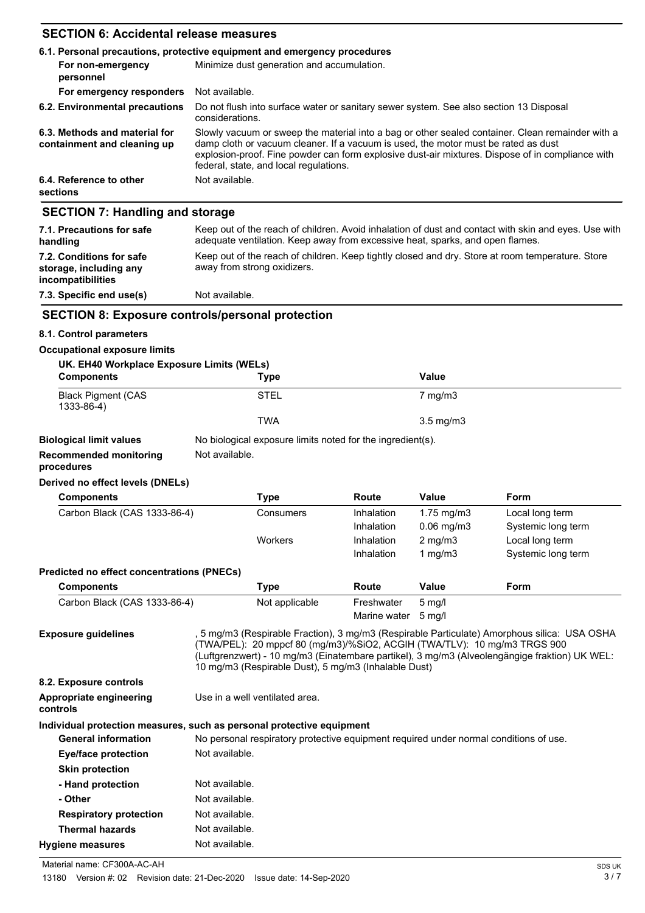## SECTION 6: Accidental release measures

### 6.1. Personal precautions, protective equipment and emergency procedures

| | |
|---|---|
| **For non-emergency personnel** | Minimize dust generation and accumulation. |
| **For emergency responders** | Not available. |
| **6.2. Environmental precautions** | Do not flush into surface water or sanitary sewer system. See also section 13 Disposal considerations. |
| **6.3. Methods and material for containment and cleaning up** | Slowly vacuum or sweep the material into a bag or other sealed container. Clean remainder with a damp cloth or vacuum cleaner. If a vacuum is used, the motor must be rated as dust explosion-proof. Fine powder can form explosive dust-air mixtures. Dispose of in compliance with federal, state, and local regulations. |
| **6.4. Reference to other sections** | Not available. |

## SECTION 7: Handling and storage

| | |
|---|---|
| **7.1. Precautions for safe handling** | Keep out of the reach of children. Avoid inhalation of dust and contact with skin and eyes. Use with adequate ventilation. Keep away from excessive heat, sparks, and open flames. |
| **7.2. Conditions for safe storage, including any incompatibilities** | Keep out of the reach of children. Keep tightly closed and dry. Store at room temperature. Store away from strong oxidizers. |
| **7.3. Specific end use(s)** | Not available. |

## SECTION 8: Exposure controls/personal protection

### 8.1. Control parameters

**Occupational exposure limits**

**UK. EH40 Workplace Exposure Limits (WELs)**

| Components | Type | Value |
|---|---|---|
| Black Pigment (CAS 1333-86-4) | STEL | 7 mg/m3 |
| | TWA | 3.5 mg/m3 |

| | |
|---|---|
| **Biological limit values** | No biological exposure limits noted for the ingredient(s). |
| **Recommended monitoring procedures** | Not available. |

**Derived no effect levels (DNELs)**

| Components | Type | Route | Value | Form |
|---|---|---|---|---|
| Carbon Black (CAS 1333-86-4) | Consumers | Inhalation | 1.75 mg/m3 | Local long term |
| | | Inhalation | 0.06 mg/m3 | Systemic long term |
| | Workers | Inhalation | 2 mg/m3 | Local long term |
| | | Inhalation | 1 mg/m3 | Systemic long term |

**Predicted no effect concentrations (PNECs)**

| Components | Type | Route | Value | Form |
|---|---|---|---|---|
| Carbon Black (CAS 1333-86-4) | Not applicable | Freshwater | 5 mg/l | |
| | | Marine water | 5 mg/l | |

**Exposure guidelines**

, 5 mg/m3 (Respirable Fraction), 3 mg/m3 (Respirable Particulate) Amorphous silica: USA OSHA (TWA/PEL): 20 mppcf 80 (mg/m3)/%SiO2, ACGIH (TWA/TLV): 10 mg/m3 TRGS 900 (Luftgrenzwert) - 10 mg/m3 (Einatembare partikel), 3 mg/m3 (Alveolengängige fraktion) UK WEL: 10 mg/m3 (Respirable Dust), 5 mg/m3 (Inhalable Dust)

### 8.2. Exposure controls

| | |
|---|---|
| **Appropriate engineering controls** | Use in a well ventilated area. |

**Individual protection measures, such as personal protective equipment**

| | |
|---|---|
| **General information** | No personal respiratory protective equipment required under normal conditions of use. |
| **Eye/face protection** | Not available. |
| **Skin protection** | |
| **- Hand protection** | Not available. |
| **- Other** | Not available. |
| **Respiratory protection** | Not available. |
| **Thermal hazards** | Not available. |
| **Hygiene measures** | Not available. |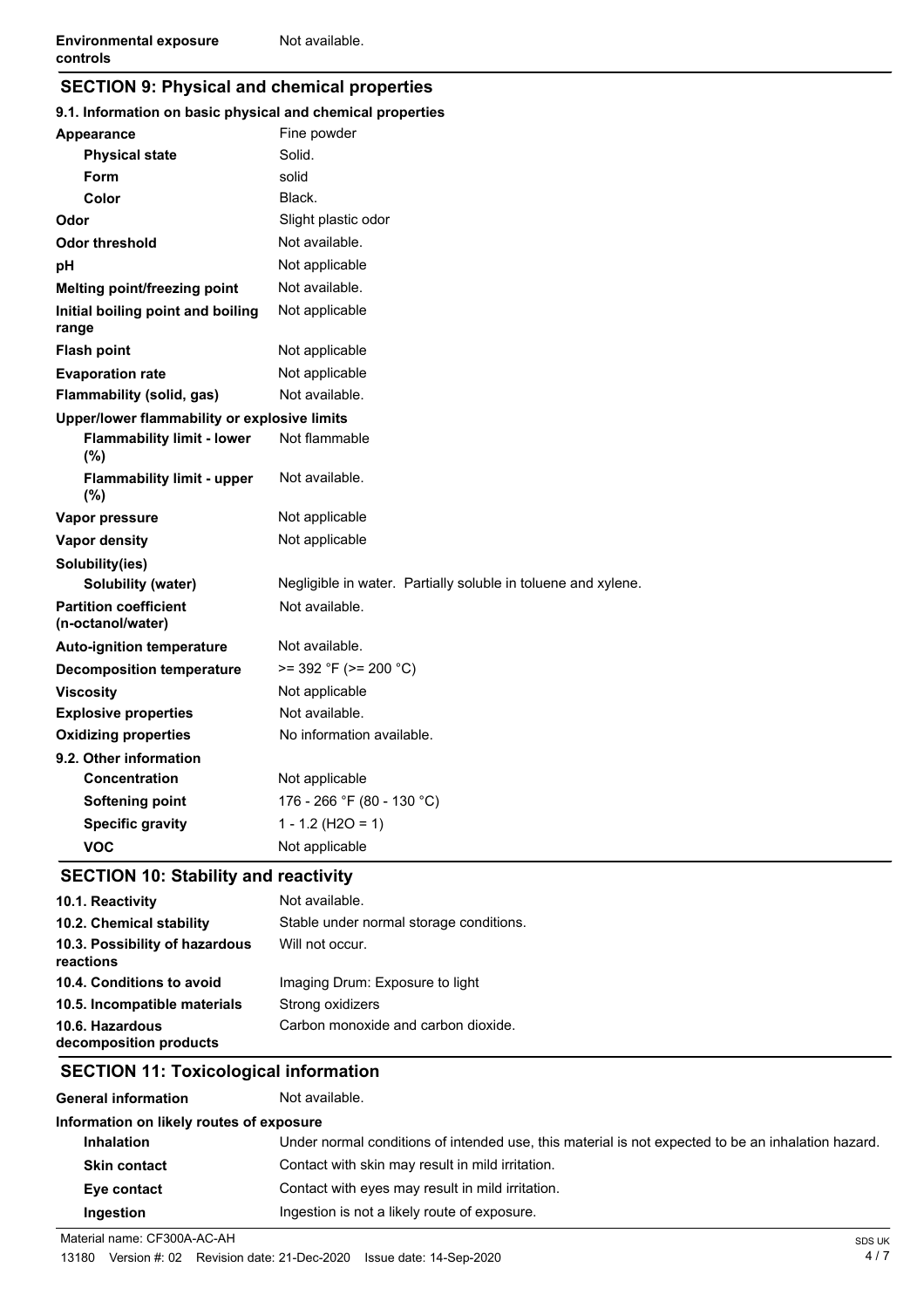| | |
|---|---|
| **Environmental exposure controls** | Not available. |

## SECTION 9: Physical and chemical properties

### 9.1. Information on basic physical and chemical properties

| | |
|---|---|
| **Appearance** | Fine powder |
| **Physical state** | Solid. |
| **Form** | solid |
| **Color** | Black. |
| **Odor** | Slight plastic odor |
| **Odor threshold** | Not available. |
| **pH** | Not applicable |
| **Melting point/freezing point** | Not available. |
| **Initial boiling point and boiling range** | Not applicable |
| **Flash point** | Not applicable |
| **Evaporation rate** | Not applicable |
| **Flammability (solid, gas)** | Not available. |
| **Upper/lower flammability or explosive limits** | |
| **Flammability limit - lower (%)** | Not flammable |
| **Flammability limit - upper (%)** | Not available. |
| **Vapor pressure** | Not applicable |
| **Vapor density** | Not applicable |
| **Solubility(ies)** | |
| **Solubility (water)** | Negligible in water. Partially soluble in toluene and xylene. |
| **Partition coefficient (n-octanol/water)** | Not available. |
| **Auto-ignition temperature** | Not available. |
| **Decomposition temperature** | >= 392 °F (>= 200 °C) |
| **Viscosity** | Not applicable |
| **Explosive properties** | Not available. |
| **Oxidizing properties** | No information available. |
| **9.2. Other information** | |
| **Concentration** | Not applicable |
| **Softening point** | 176 - 266 °F (80 - 130 °C) |
| **Specific gravity** | 1 - 1.2 ($H_2O$ = 1) |
| **VOC** | Not applicable |

## SECTION 10: Stability and reactivity

| | |
|---|---|
| **10.1. Reactivity** | Not available. |
| **10.2. Chemical stability** | Stable under normal storage conditions. |
| **10.3. Possibility of hazardous reactions** | Will not occur. |
| **10.4. Conditions to avoid** | Imaging Drum: Exposure to light |
| **10.5. Incompatible materials** | Strong oxidizers |
| **10.6. Hazardous decomposition products** | Carbon monoxide and carbon dioxide. |

## SECTION 11: Toxicological information

| | |
|---|---|
| **General information** | Not available. |
| **Information on likely routes of exposure** | |
| **Inhalation** | Under normal conditions of intended use, this material is not expected to be an inhalation hazard. |
| **Skin contact** | Contact with skin may result in mild irritation. |
| **Eye contact** | Contact with eyes may result in mild irritation. |
| **Ingestion** | Ingestion is not a likely route of exposure. |

Material name: CF300A-AC-AH

13180 Version #: 02 Revision date: 21-Dec-2020 Issue date: 14-Sep-2020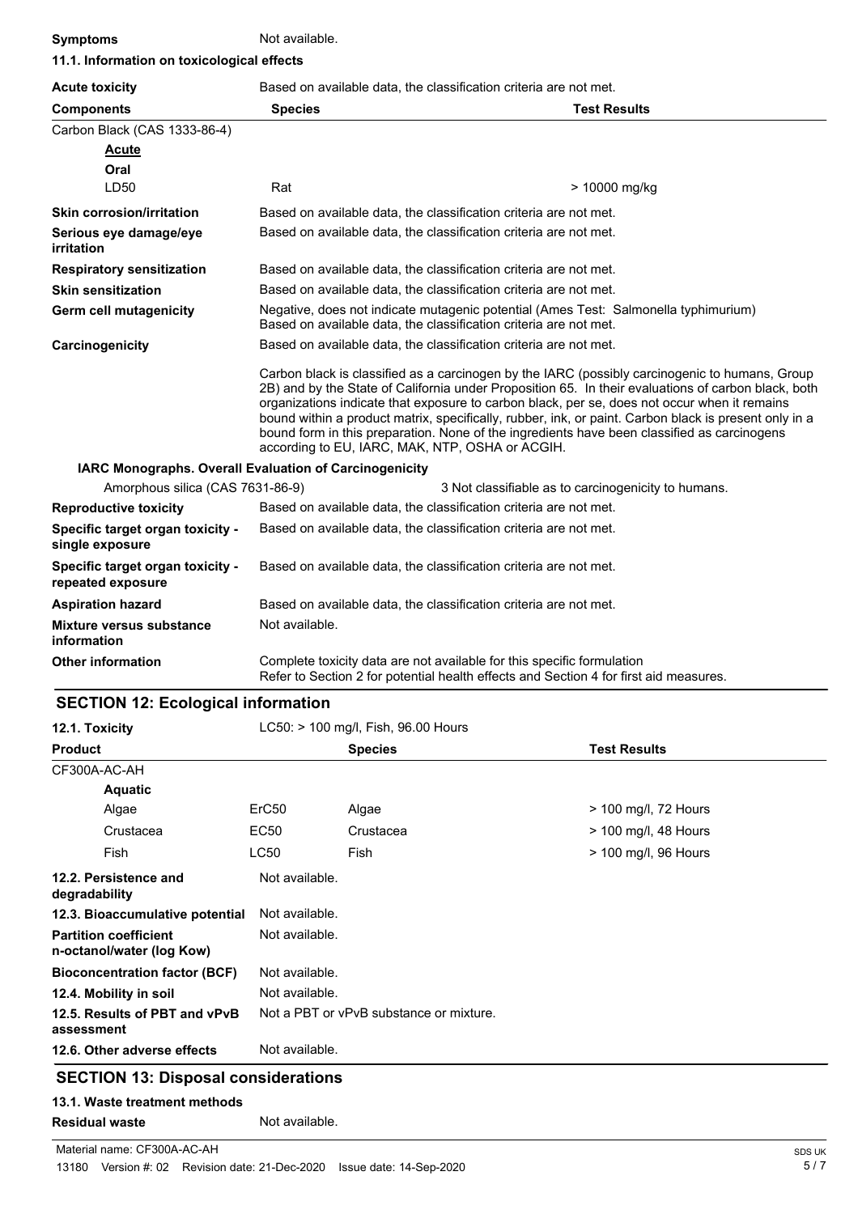**Symptoms** Not available.

**11.1. Information on toxicological effects**

| **Acute toxicity** | Based on available data, the classification criteria are not met. | |
|---|---|---|
| **Components** | **Species** | **Test Results** |
| Carbon Black (CAS 1333-86-4) | | |
| **Acute** | | |
| **Oral** | | |
| LD50 | Rat | > 10000 mg/kg |

| | |
|---|---|
| **Skin corrosion/irritation** | Based on available data, the classification criteria are not met. |
| **Serious eye damage/eye irritation** | Based on available data, the classification criteria are not met. |
| **Respiratory sensitization** | Based on available data, the classification criteria are not met. |
| **Skin sensitization** | Based on available data, the classification criteria are not met. |
| **Germ cell mutagenicity** | Negative, does not indicate mutagenic potential (Ames Test: Salmonella typhimurium) Based on available data, the classification criteria are not met. |
| **Carcinogenicity** | Based on available data, the classification criteria are not met. |

Carbon black is classified as a carcinogen by the IARC (possibly carcinogenic to humans, Group 2B) and by the State of California under Proposition 65. In their evaluations of carbon black, both organizations indicate that exposure to carbon black, per se, does not occur when it remains bound within a product matrix, specifically, rubber, ink, or paint. Carbon black is present only in a bound form in this preparation. None of the ingredients have been classified as carcinogens according to EU, IARC, MAK, NTP, OSHA or ACGIH.

**IARC Monographs. Overall Evaluation of Carcinogenicity**

| | |
|---|---|
| Amorphous silica (CAS 7631-86-9) | 3 Not classifiable as to carcinogenicity to humans. |

| | |
|---|---|
| **Reproductive toxicity** | Based on available data, the classification criteria are not met. |
| **Specific target organ toxicity - single exposure** | Based on available data, the classification criteria are not met. |
| **Specific target organ toxicity - repeated exposure** | Based on available data, the classification criteria are not met. |
| **Aspiration hazard** | Based on available data, the classification criteria are not met. |
| **Mixture versus substance information** | Not available. |
| **Other information** | Complete toxicity data are not available for this specific formulation<br>Refer to Section 2 for potential health effects and Section 4 for first aid measures. |

## SECTION 12: Ecological information

| **12.1. Toxicity** | LC50: > 100 mg/l, Fish, 96.00 Hours | | |
|---|---|---|---|
| **Product** | | **Species** | **Test Results** |
| CF300A-AC-AH | | | |
| **Aquatic** | | | |
| Algae | ErC50 | Algae | > 100 mg/l, 72 Hours |
| Crustacea | EC50 | Crustacea | > 100 mg/l, 48 Hours |
| Fish | LC50 | Fish | > 100 mg/l, 96 Hours |

| | |
|---|---|
| **12.2. Persistence and degradability** | Not available. |
| **12.3. Bioaccumulative potential** | Not available. |
| **Partition coefficient n-octanol/water (log Kow)** | Not available. |
| **Bioconcentration factor (BCF)** | Not available. |
| **12.4. Mobility in soil** | Not available. |
| **12.5. Results of PBT and vPvB assessment** | Not a PBT or vPvB substance or mixture. |
| **12.6. Other adverse effects** | Not available. |

## SECTION 13: Disposal considerations

**13.1. Waste treatment methods**

**Residual waste** Not available.

Material name: CF300A-AC-AH

13180 Version #: 02 Revision date: 21-Dec-2020 Issue date: 14-Sep-2020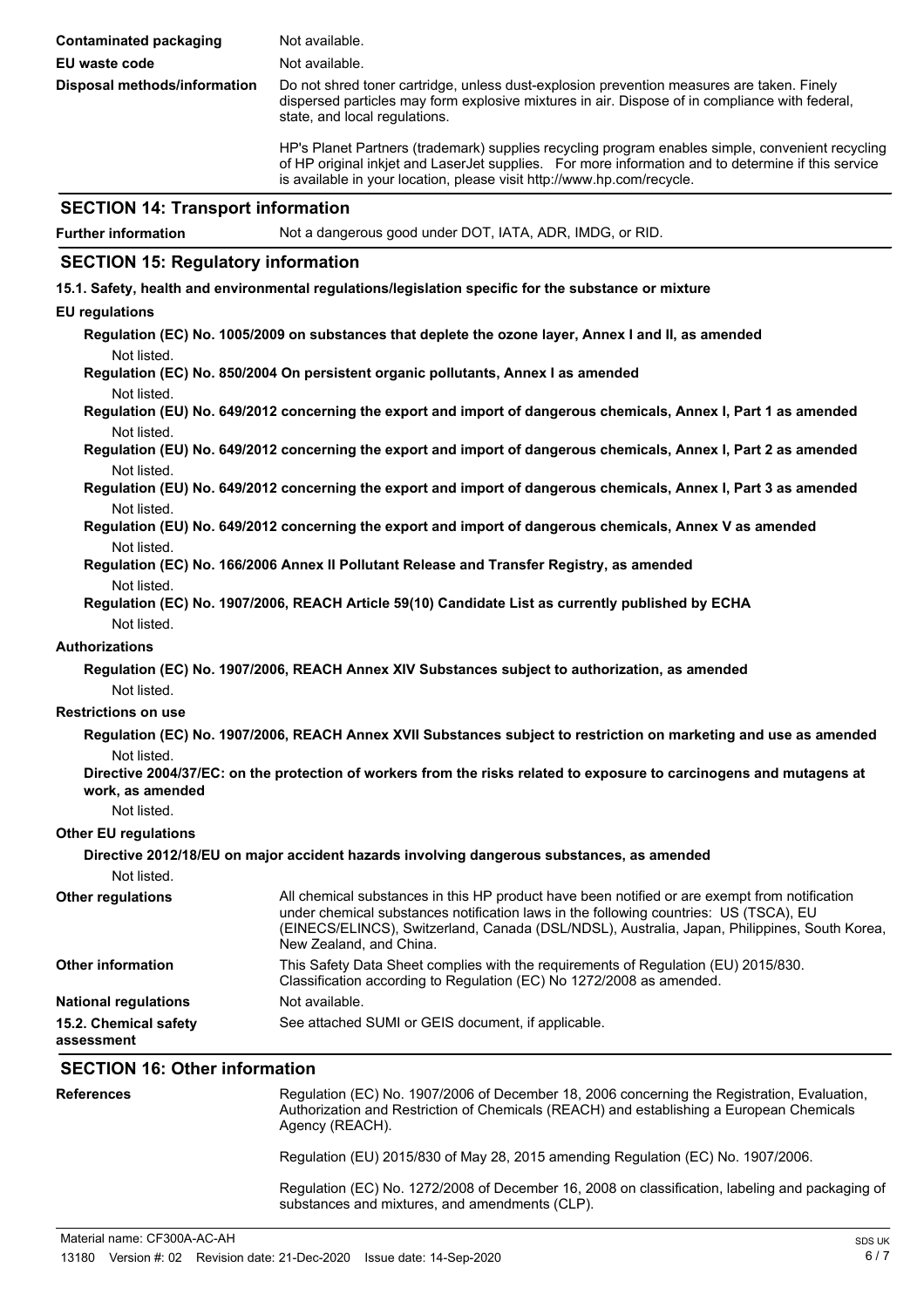| | |
|---|---|
| **Contaminated packaging** | Not available. |
| **EU waste code** | Not available. |
| **Disposal methods/information** | Do not shred toner cartridge, unless dust-explosion prevention measures are taken. Finely dispersed particles may form explosive mixtures in air. Dispose of in compliance with federal, state, and local regulations.<br><br>HP's Planet Partners (trademark) supplies recycling program enables simple, convenient recycling of HP original inkjet and LaserJet supplies. For more information and to determine if this service is available in your location, please visit http://www.hp.com/recycle. |

## SECTION 14: Transport information

**Further information** Not a dangerous good under DOT, IATA, ADR, IMDG, or RID.

## SECTION 15: Regulatory information

**15.1. Safety, health and environmental regulations/legislation specific for the substance or mixture**

**EU regulations**

**Regulation (EC) No. 1005/2009 on substances that deplete the ozone layer, Annex I and II, as amended**

Not listed.

**Regulation (EC) No. 850/2004 On persistent organic pollutants, Annex I as amended**

Not listed.

**Regulation (EU) No. 649/2012 concerning the export and import of dangerous chemicals, Annex I, Part 1 as amended**

Not listed.

**Regulation (EU) No. 649/2012 concerning the export and import of dangerous chemicals, Annex I, Part 2 as amended**

Not listed.

**Regulation (EU) No. 649/2012 concerning the export and import of dangerous chemicals, Annex I, Part 3 as amended**

Not listed.

**Regulation (EU) No. 649/2012 concerning the export and import of dangerous chemicals, Annex V as amended**

Not listed.

**Regulation (EC) No. 166/2006 Annex II Pollutant Release and Transfer Registry, as amended**

Not listed.

**Regulation (EC) No. 1907/2006, REACH Article 59(10) Candidate List as currently published by ECHA**

Not listed.

**Authorizations**

**Regulation (EC) No. 1907/2006, REACH Annex XIV Substances subject to authorization, as amended**

Not listed.

**Restrictions on use**

**Regulation (EC) No. 1907/2006, REACH Annex XVII Substances subject to restriction on marketing and use as amended**

Not listed.

**Directive 2004/37/EC: on the protection of workers from the risks related to exposure to carcinogens and mutagens at work, as amended**

Not listed.

**Other EU regulations**

**Directive 2012/18/EU on major accident hazards involving dangerous substances, as amended**

Not listed.

| | |
|---|---|
| **Other regulations** | All chemical substances in this HP product have been notified or are exempt from notification under chemical substances notification laws in the following countries: US (TSCA), EU (EINECS/ELINCS), Switzerland, Canada (DSL/NDSL), Australia, Japan, Philippines, South Korea, New Zealand, and China. |
| **Other information** | This Safety Data Sheet complies with the requirements of Regulation (EU) 2015/830. Classification according to Regulation (EC) No 1272/2008 as amended. |
| **National regulations** | Not available. |
| **15.2. Chemical safety assessment** | See attached SUMI or GEIS document, if applicable. |

## SECTION 16: Other information

| | |
|---|---|
| **References** | Regulation (EC) No. 1907/2006 of December 18, 2006 concerning the Registration, Evaluation, Authorization and Restriction of Chemicals (REACH) and establishing a European Chemicals Agency (REACH).<br><br>Regulation (EU) 2015/830 of May 28, 2015 amending Regulation (EC) No. 1907/2006.<br><br>Regulation (EC) No. 1272/2008 of December 16, 2008 on classification, labeling and packaging of substances and mixtures, and amendments (CLP). |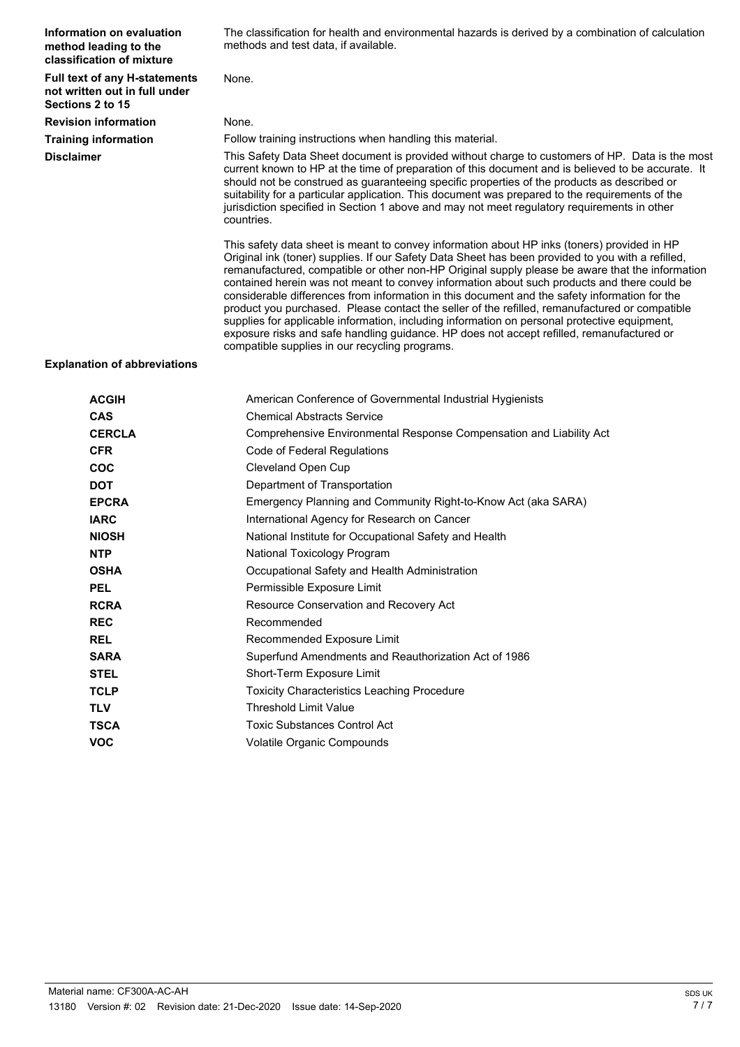**Information on evaluation method leading to the classification of mixture**

The classification for health and environmental hazards is derived by a combination of calculation methods and test data, if available.

**Full text of any H-statements not written out in full under Sections 2 to 15**

None.

**Revision information**

None.

**Training information**

Follow training instructions when handling this material.

**Disclaimer**

This Safety Data Sheet document is provided without charge to customers of HP. Data is the most current known to HP at the time of preparation of this document and is believed to be accurate. It should not be construed as guaranteeing specific properties of the products as described or suitability for a particular application. This document was prepared to the requirements of the jurisdiction specified in Section 1 above and may not meet regulatory requirements in other countries.

This safety data sheet is meant to convey information about HP inks (toners) provided in HP Original ink (toner) supplies. If our Safety Data Sheet has been provided to you with a refilled, remanufactured, compatible or other non-HP Original supply please be aware that the information contained herein was not meant to convey information about such products and there could be considerable differences from information in this document and the safety information for the product you purchased. Please contact the seller of the refilled, remanufactured or compatible supplies for applicable information, including information on personal protective equipment, exposure risks and safe handling guidance. HP does not accept refilled, remanufactured or compatible supplies in our recycling programs.

**Explanation of abbreviations**

| | |
|---|---|
| **ACGIH** | American Conference of Governmental Industrial Hygienists |
| **CAS** | Chemical Abstracts Service |
| **CERCLA** | Comprehensive Environmental Response Compensation and Liability Act |
| **CFR** | Code of Federal Regulations |
| **COC** | Cleveland Open Cup |
| **DOT** | Department of Transportation |
| **EPCRA** | Emergency Planning and Community Right-to-Know Act (aka SARA) |
| **IARC** | International Agency for Research on Cancer |
| **NIOSH** | National Institute for Occupational Safety and Health |
| **NTP** | National Toxicology Program |
| **OSHA** | Occupational Safety and Health Administration |
| **PEL** | Permissible Exposure Limit |
| **RCRA** | Resource Conservation and Recovery Act |
| **REC** | Recommended |
| **REL** | Recommended Exposure Limit |
| **SARA** | Superfund Amendments and Reauthorization Act of 1986 |
| **STEL** | Short-Term Exposure Limit |
| **TCLP** | Toxicity Characteristics Leaching Procedure |
| **TLV** | Threshold Limit Value |
| **TSCA** | Toxic Substances Control Act |
| **VOC** | Volatile Organic Compounds |